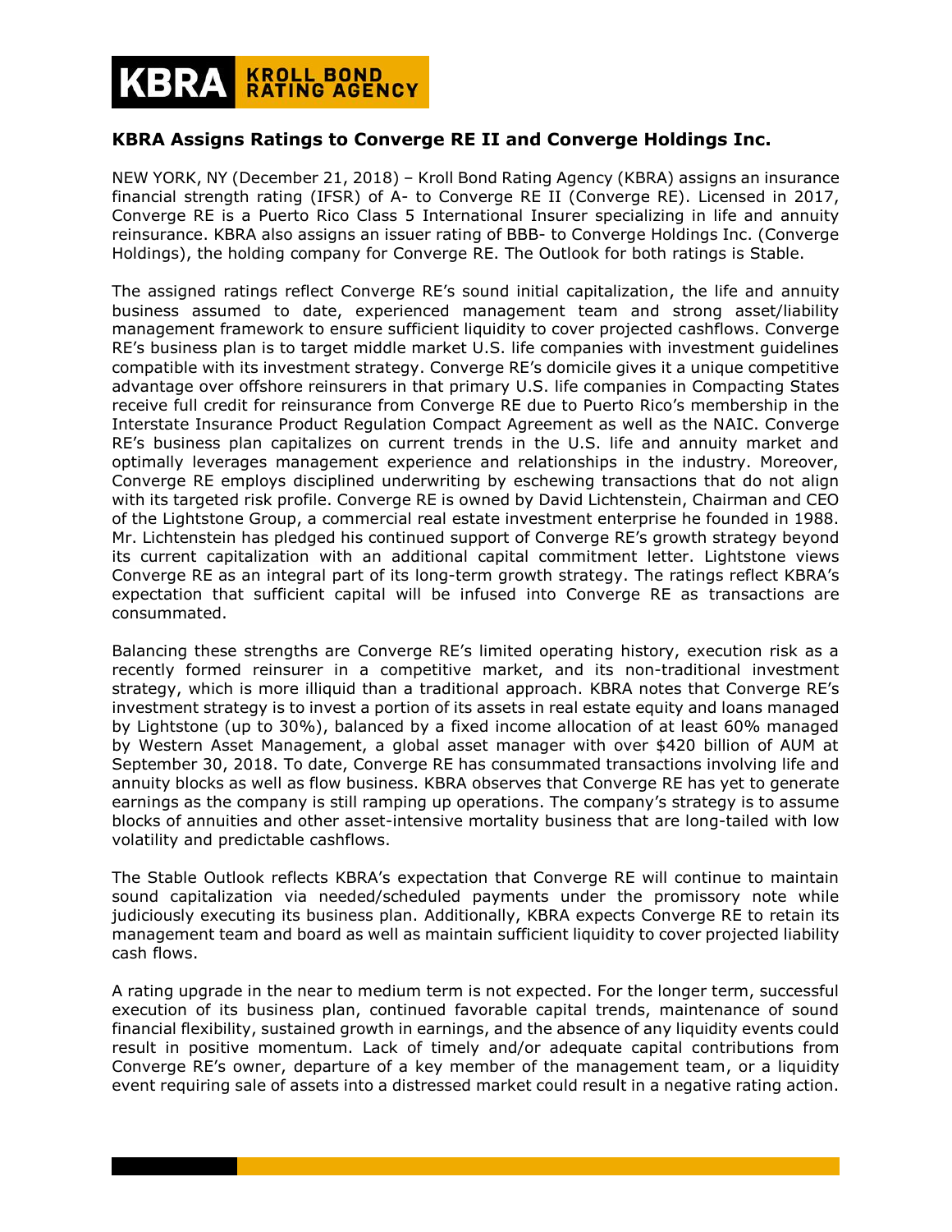## KBRA Assigns Ratings to Converge RE II and Converge Holdings Inc.

NEW YORK, NY (December 21, 2018) – Kroll Bond Rating Agency (KBRA) assigns an insurance financial strength rating (IFSR) of A- to Converge RE II (Converge RE). Licensed in 2017, Converge RE is a Puerto Rico Class 5 International Insurer specializing in life and annuity reinsurance. KBRA also assigns an issuer rating of BBB- to Converge Holdings Inc. (Converge Holdings), the holding company for Converge RE. The Outlook for both ratings is Stable.

The assigned ratings reflect Converge RE's sound initial capitalization, the life and annuity business assumed to date, experienced management team and strong asset/liability management framework to ensure sufficient liquidity to cover projected cashflows. Converge RE's business plan is to target middle market U.S. life companies with investment guidelines compatible with its investment strategy. Converge RE's domicile gives it a unique competitive advantage over offshore reinsurers in that primary U.S. life companies in Compacting States receive full credit for reinsurance from Converge RE due to Puerto Rico's membership in the Interstate Insurance Product Regulation Compact Agreement as well as the NAIC. Converge RE's business plan capitalizes on current trends in the U.S. life and annuity market and optimally leverages management experience and relationships in the industry. Moreover, Converge RE employs disciplined underwriting by eschewing transactions that do not align with its targeted risk profile. Converge RE is owned by David Lichtenstein, Chairman and CEO of the Lightstone Group, a commercial real estate investment enterprise he founded in 1988. Mr. Lichtenstein has pledged his continued support of Converge RE's growth strategy beyond its current capitalization with an additional capital commitment letter. Lightstone views Converge RE as an integral part of its long-term growth strategy. The ratings reflect KBRA's expectation that sufficient capital will be infused into Converge RE as transactions are consummated.

Balancing these strengths are Converge RE's limited operating history, execution risk as a recently formed reinsurer in a competitive market, and its non-traditional investment strategy, which is more illiquid than a traditional approach. KBRA notes that Converge RE's investment strategy is to invest a portion of its assets in real estate equity and loans managed by Lightstone (up to 30%), balanced by a fixed income allocation of at least 60% managed by Western Asset Management, a global asset manager with over $420 billion of AUM at September 30, 2018. To date, Converge RE has consummated transactions involving life and annuity blocks as well as flow business. KBRA observes that Converge RE has yet to generate earnings as the company is still ramping up operations. The company's strategy is to assume blocks of annuities and other asset-intensive mortality business that are long-tailed with low volatility and predictable cashflows.

The Stable Outlook reflects KBRA's expectation that Converge RE will continue to maintain sound capitalization via needed/scheduled payments under the promissory note while judiciously executing its business plan. Additionally, KBRA expects Converge RE to retain its management team and board as well as maintain sufficient liquidity to cover projected liability cash flows.

A rating upgrade in the near to medium term is not expected. For the longer term, successful execution of its business plan, continued favorable capital trends, maintenance of sound financial flexibility, sustained growth in earnings, and the absence of any liquidity events could result in positive momentum. Lack of timely and/or adequate capital contributions from Converge RE's owner, departure of a key member of the management team, or a liquidity event requiring sale of assets into a distressed market could result in a negative rating action.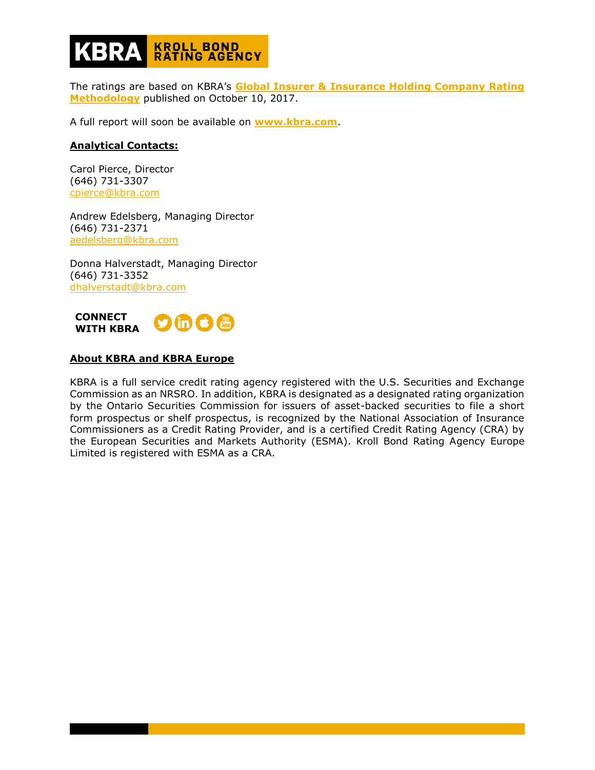The ratings are based on KBRA's **Global Insurer & Insurance Holding Company Rating Methodology** published on October 10, 2017.

A full report will soon be available on **www.kbra.com**.

**Analytical Contacts:**

Carol Pierce, Director
(646) 731-3307
cpierce@kbra.com

Andrew Edelsberg, Managing Director
(646) 731-2371
aedelsberg@kbra.com

Donna Halverstadt, Managing Director
(646) 731-3352
dhalverstadt@kbra.com

**CONNECT WITH KBRA**

**About KBRA and KBRA Europe**

KBRA is a full service credit rating agency registered with the U.S. Securities and Exchange Commission as an NRSRO. In addition, KBRA is designated as a designated rating organization by the Ontario Securities Commission for issuers of asset-backed securities to file a short form prospectus or shelf prospectus, is recognized by the National Association of Insurance Commissioners as a Credit Rating Provider, and is a certified Credit Rating Agency (CRA) by the European Securities and Markets Authority (ESMA). Kroll Bond Rating Agency Europe Limited is registered with ESMA as a CRA.